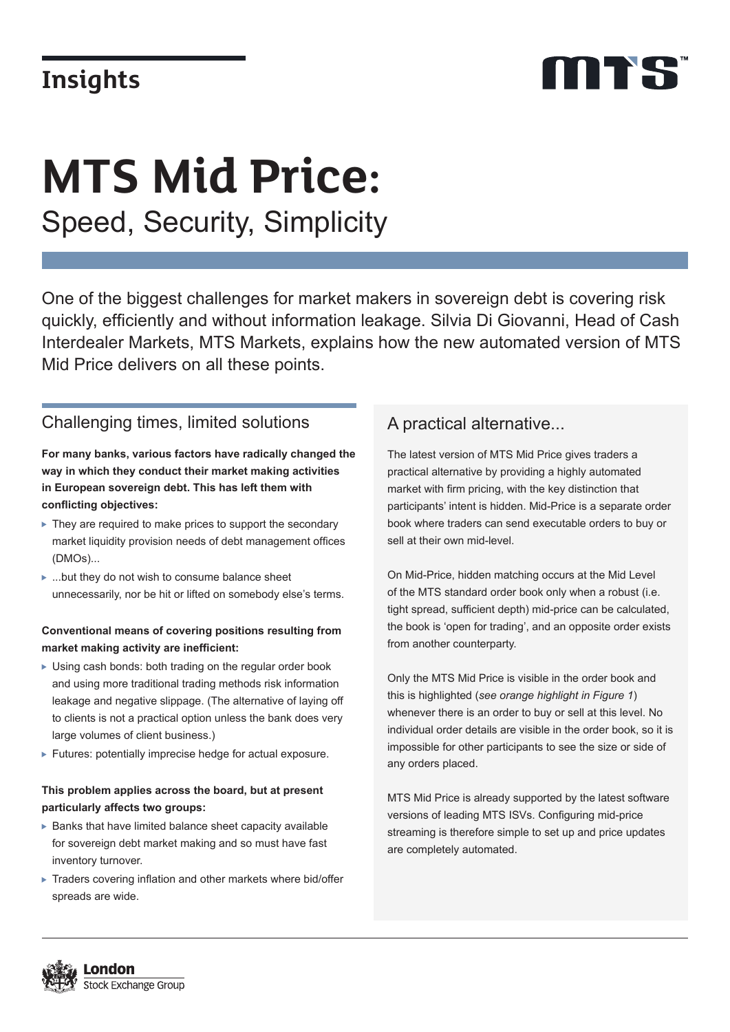Insights

# MTS Mid Price:

Speed, Security, Simplicity

One of the biggest challenges for market makers in sovereign debt is covering risk quickly, efficiently and without information leakage. Silvia Di Giovanni, Head of Cash Interdealer Markets, MTS Markets, explains how the new automated version of MTS Mid Price delivers on all these points.

## Challenging times, limited solutions

**For many banks, various factors have radically changed the way in which they conduct their market making activities in European sovereign debt. This has left them with conflicting objectives:**

- They are required to make prices to support the secondary market liquidity provision needs of debt management offices (DMOs)...
- ...but they do not wish to consume balance sheet unnecessarily, nor be hit or lifted on somebody else's terms.

**Conventional means of covering positions resulting from market making activity are inefficient:**

- Using cash bonds: both trading on the regular order book and using more traditional trading methods risk information leakage and negative slippage. (The alternative of laying off to clients is not a practical option unless the bank does very large volumes of client business.)
- Futures: potentially imprecise hedge for actual exposure.

**This problem applies across the board, but at present particularly affects two groups:**

- Banks that have limited balance sheet capacity available for sovereign debt market making and so must have fast inventory turnover.
- Traders covering inflation and other markets where bid/offer spreads are wide.

## A practical alternative...

The latest version of MTS Mid Price gives traders a practical alternative by providing a highly automated market with firm pricing, with the key distinction that participants' intent is hidden. Mid-Price is a separate order book where traders can send executable orders to buy or sell at their own mid-level.

On Mid-Price, hidden matching occurs at the Mid Level of the MTS standard order book only when a robust (i.e. tight spread, sufficient depth) mid-price can be calculated, the book is 'open for trading', and an opposite order exists from another counterparty.

Only the MTS Mid Price is visible in the order book and this is highlighted (*see orange highlight in Figure 1*) whenever there is an order to buy or sell at this level. No individual order details are visible in the order book, so it is impossible for other participants to see the size or side of any orders placed.

MTS Mid Price is already supported by the latest software versions of leading MTS ISVs. Configuring mid-price streaming is therefore simple to set up and price updates are completely automated.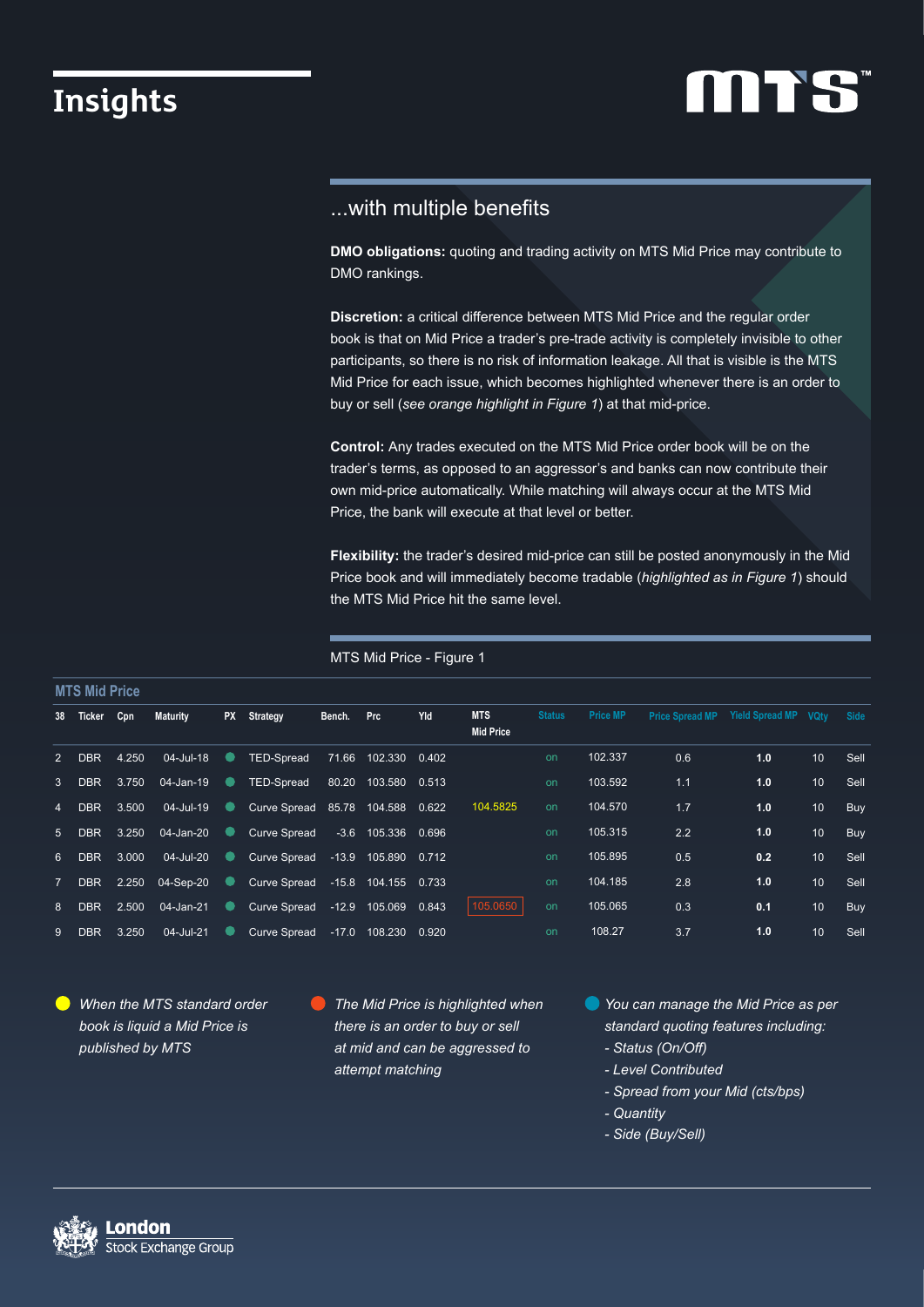# Insights

## ...with multiple benefits

**DMO obligations:** quoting and trading activity on MTS Mid Price may contribute to DMO rankings.

**Discretion:** a critical difference between MTS Mid Price and the regular order book is that on Mid Price a trader's pre-trade activity is completely invisible to other participants, so there is no risk of information leakage. All that is visible is the MTS Mid Price for each issue, which becomes highlighted whenever there is an order to buy or sell (*see orange highlight in Figure 1*) at that mid-price.

**Control:** Any trades executed on the MTS Mid Price order book will be on the trader's terms, as opposed to an aggressor's and banks can now contribute their own mid-price automatically. While matching will always occur at the MTS Mid Price, the bank will execute at that level or better.

**Flexibility:** the trader's desired mid-price can still be posted anonymously in the Mid Price book and will immediately become tradable (*highlighted as in Figure 1*) should the MTS Mid Price hit the same level.

MTS Mid Price - Figure 1

**MTS Mid Price**

| 38 | Ticker | Cpn | Maturity | PX | Strategy | Bench. | Prc | Yld | MTS Mid Price | Status | Price MP | Price Spread MP | Yield Spread MP | VQty | Side |
|---|---|---|---|---|---|---|---|---|---|---|---|---|---|---|---|
| 2 | DBR | 4.250 | 04-Jul-18 | ● | TED-Spread | 71.66 | 102.330 | 0.402 | | on | 102.337 | 0.6 | **1.0** | 10 | Sell |
| 3 | DBR | 3.750 | 04-Jan-19 | ● | TED-Spread | 80.20 | 103.580 | 0.513 | | on | 103.592 | 1.1 | **1.0** | 10 | Sell |
| 4 | DBR | 3.500 | 04-Jul-19 | ● | Curve Spread | 85.78 | 104.588 | 0.622 | 104.5825 | on | 104.570 | 1.7 | **1.0** | 10 | Buy |
| 5 | DBR | 3.250 | 04-Jan-20 | ● | Curve Spread | -3.6 | 105.336 | 0.696 | | on | 105.315 | 2.2 | **1.0** | 10 | Buy |
| 6 | DBR | 3.000 | 04-Jul-20 | ● | Curve Spread | -13.9 | 105.890 | 0.712 | | on | 105.895 | 0.5 | **0.2** | 10 | Sell |
| 7 | DBR | 2.250 | 04-Sep-20 | ● | Curve Spread | -15.8 | 104.155 | 0.733 | | on | 104.185 | 2.8 | **1.0** | 10 | Sell |
| 8 | DBR | 2.500 | 04-Jan-21 | ● | Curve Spread | -12.9 | 105.069 | 0.843 | 105.0650 | on | 105.065 | 0.3 | **0.1** | 10 | Buy |
| 9 | DBR | 3.250 | 04-Jul-21 | ● | Curve Spread | -17.0 | 108.230 | 0.920 | | on | 108.27 | 3.7 | **1.0** | 10 | Sell |

● *When the MTS standard order book is liquid a Mid Price is published by MTS*

● *The Mid Price is highlighted when there is an order to buy or sell at mid and can be aggressed to attempt matching*

● *You can manage the Mid Price as per standard quoting features including:*
- *Status (On/Off)*
- *Level Contributed*
- *Spread from your Mid (cts/bps)*
- *Quantity*
- *Side (Buy/Sell)*

London Stock Exchange Group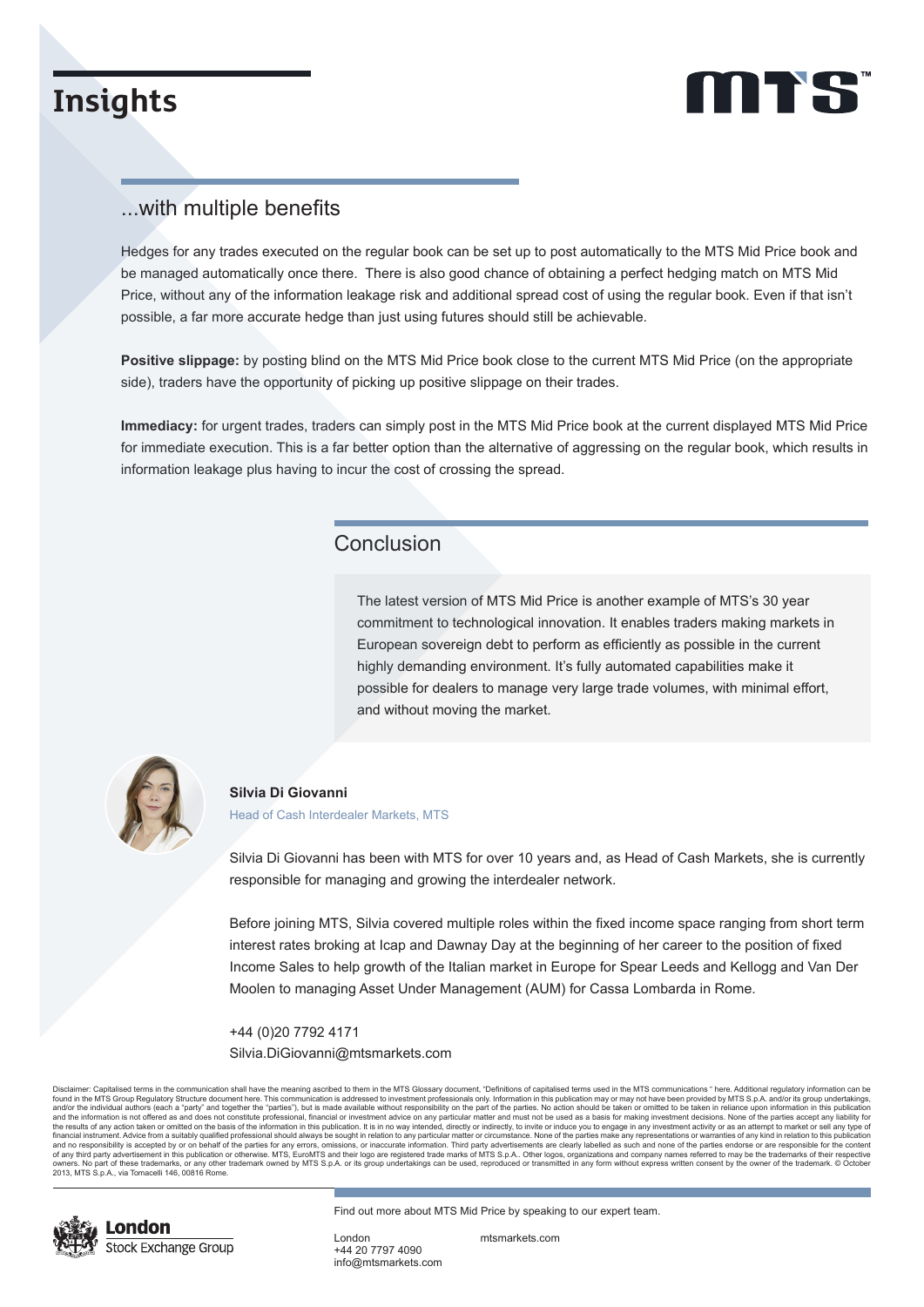# Insights

## ...with multiple benefits

Hedges for any trades executed on the regular book can be set up to post automatically to the MTS Mid Price book and be managed automatically once there. There is also good chance of obtaining a perfect hedging match on MTS Mid Price, without any of the information leakage risk and additional spread cost of using the regular book. Even if that isn't possible, a far more accurate hedge than just using futures should still be achievable.

**Positive slippage:** by posting blind on the MTS Mid Price book close to the current MTS Mid Price (on the appropriate side), traders have the opportunity of picking up positive slippage on their trades.

**Immediacy:** for urgent trades, traders can simply post in the MTS Mid Price book at the current displayed MTS Mid Price for immediate execution. This is a far better option than the alternative of aggressing on the regular book, which results in information leakage plus having to incur the cost of crossing the spread.

## Conclusion

The latest version of MTS Mid Price is another example of MTS's 30 year commitment to technological innovation. It enables traders making markets in European sovereign debt to perform as efficiently as possible in the current highly demanding environment. It's fully automated capabilities make it possible for dealers to manage very large trade volumes, with minimal effort, and without moving the market.

**Silvia Di Giovanni**

Head of Cash Interdealer Markets, MTS

Silvia Di Giovanni has been with MTS for over 10 years and, as Head of Cash Markets, she is currently responsible for managing and growing the interdealer network.

Before joining MTS, Silvia covered multiple roles within the fixed income space ranging from short term interest rates broking at Icap and Dawnay Day at the beginning of her career to the position of fixed Income Sales to help growth of the Italian market in Europe for Spear Leeds and Kellogg and Van Der Moolen to managing Asset Under Management (AUM) for Cassa Lombarda in Rome.

+44 (0)20 7792 4171
Silvia.DiGiovanni@mtsmarkets.com

Disclaimer: Capitalised terms in the communication shall have the meaning ascribed to them in the MTS Glossary document, "Definitions of capitalised terms used in the MTS communications " here. Additional regulatory information can be found in the MTS Group Regulatory Structure document here. This communication is addressed to investment professionals only. Information in this publication may or may not have been provided by MTS S.p.A. and/or its group undertakings, and/or the individual authors (each a "party" and together the "parties"), but is made available without responsibility on the part of the parties. No action should be taken or omitted to be taken in reliance upon information in this publication and the information is not offered as and does not constitute professional, financial or investment advice on any particular matter and must not be used as a basis for making investment decisions. None of the parties accept any liability for the results of any action taken or omitted on the basis of the information in this publication. It is in no way intended, directly or indirectly, to invite or induce you to engage in any investment activity or as an attempt to market or sell any type of financial instrument. Advice from a suitably qualified professional should always be sought in relation to any particular matter or circumstance. None of the parties make any representations or warranties of any kind in relation to this publication and no responsibility is accepted by or on behalf of the parties for any errors, omissions, or inaccurate information. Third party advertisements are clearly labelled as such and none of the parties endorse or are responsible for the content of any third party advertisement in this publication or otherwise. MTS, EuroMTS and their logo are registered trade marks of MTS S.p.A.. Other logos, organizations and company names referred to may be the trademarks of their respective owners. No part of these trademarks, or any other trademark owned by MTS S.p.A. or its group undertakings can be used, reproduced or transmitted in any form without express written consent by the owner of the trademark. © October 2013, MTS S.p.A., via Tomacelli 146, 00816 Rome.

London Stock Exchange Group

Find out more about MTS Mid Price by speaking to our expert team.

London
+44 20 7797 4090
info@mtsmarkets.com

mtsmarkets.com